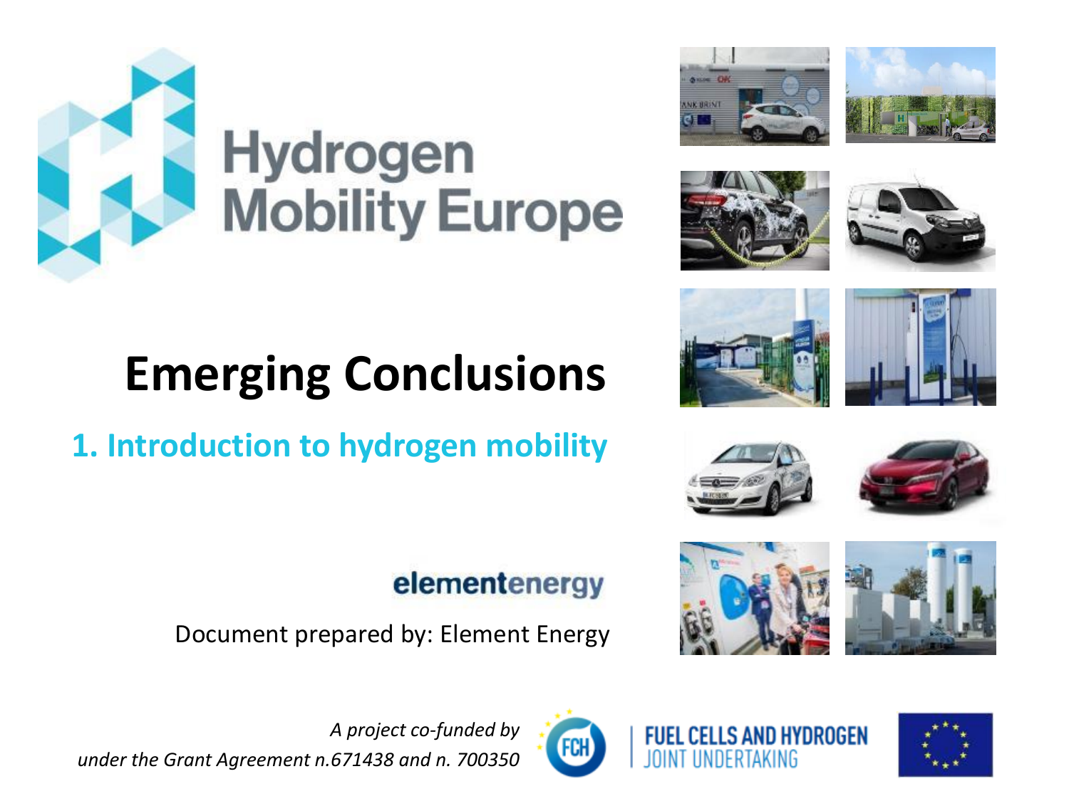# Hydrogen Mobility Europe

# Emerging Conclusions

## 1. Introduction to hydrogen mobility

elementenergy

Document prepared by: Element Energy

*A project co-funded by under the Grant Agreement n.671438 and n. 700350*

FUEL CELLS AND HYDROGEN JOINT UNDERTAKING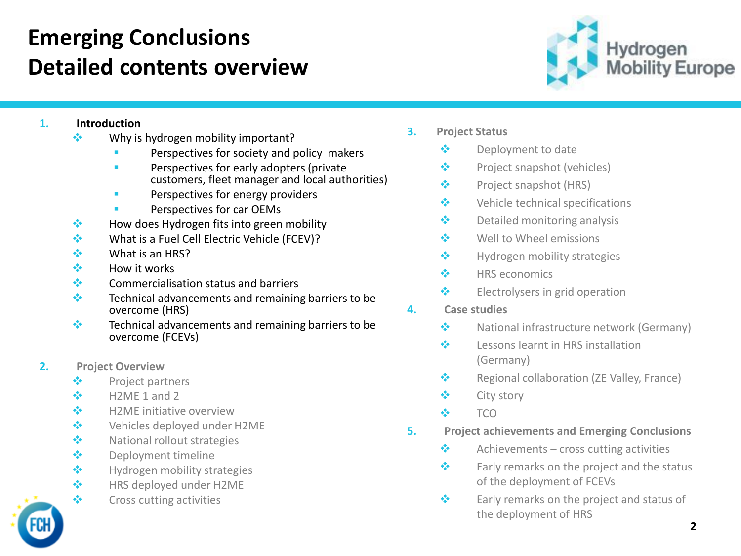# Emerging Conclusions
## Detailed contents overview

1. **Introduction**
   - Why is hydrogen mobility important?
     - Perspectives for society and policy makers
     - Perspectives for early adopters (private customers, fleet manager and local authorities)
     - Perspectives for energy providers
     - Perspectives for car OEMs
   - How does Hydrogen fits into green mobility
   - What is a Fuel Cell Electric Vehicle (FCEV)?
   - What is an HRS?
   - How it works
   - Commercialisation status and barriers
   - Technical advancements and remaining barriers to be overcome (HRS)
   - Technical advancements and remaining barriers to be overcome (FCEVs)

2. **Project Overview**
   - Project partners
   - H2ME 1 and 2
   - H2ME initiative overview
   - Vehicles deployed under H2ME
   - National rollout strategies
   - Deployment timeline
   - Hydrogen mobility strategies
   - HRS deployed under H2ME
   - Cross cutting activities

3. **Project Status**
   - Deployment to date
   - Project snapshot (vehicles)
   - Project snapshot (HRS)
   - Vehicle technical specifications
   - Detailed monitoring analysis
   - Well to Wheel emissions
   - Hydrogen mobility strategies
   - HRS economics
   - Electrolysers in grid operation

4. **Case studies**
   - National infrastructure network (Germany)
   - Lessons learnt in HRS installation (Germany)
   - Regional collaboration (ZE Valley, France)
   - City story
   - TCO

5. **Project achievements and Emerging Conclusions**
   - Achievements – cross cutting activities
   - Early remarks on the project and the status of the deployment of FCEVs
   - Early remarks on the project and status of the deployment of HRS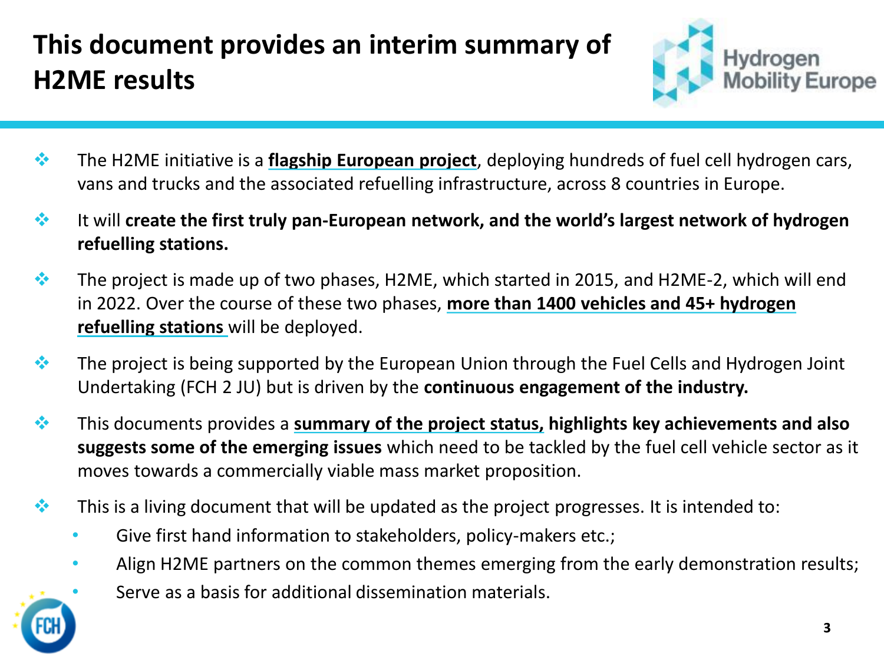# This document provides an interim summary of H2ME results

- The H2ME initiative is a **flagship European project**, deploying hundreds of fuel cell hydrogen cars, vans and trucks and the associated refuelling infrastructure, across 8 countries in Europe.
- It will **create the first truly pan-European network, and the world's largest network of hydrogen refuelling stations.**
- The project is made up of two phases, H2ME, which started in 2015, and H2ME-2, which will end in 2022. Over the course of these two phases, **more than 1400 vehicles and 45+ hydrogen refuelling stations** will be deployed.
- The project is being supported by the European Union through the Fuel Cells and Hydrogen Joint Undertaking (FCH 2 JU) but is driven by the **continuous engagement of the industry.**
- This documents provides a **summary of the project status, highlights key achievements and also suggests some of the emerging issues** which need to be tackled by the fuel cell vehicle sector as it moves towards a commercially viable mass market proposition.
- This is a living document that will be updated as the project progresses. It is intended to:
  - Give first hand information to stakeholders, policy-makers etc.;
  - Align H2ME partners on the common themes emerging from the early demonstration results;
  - Serve as a basis for additional dissemination materials.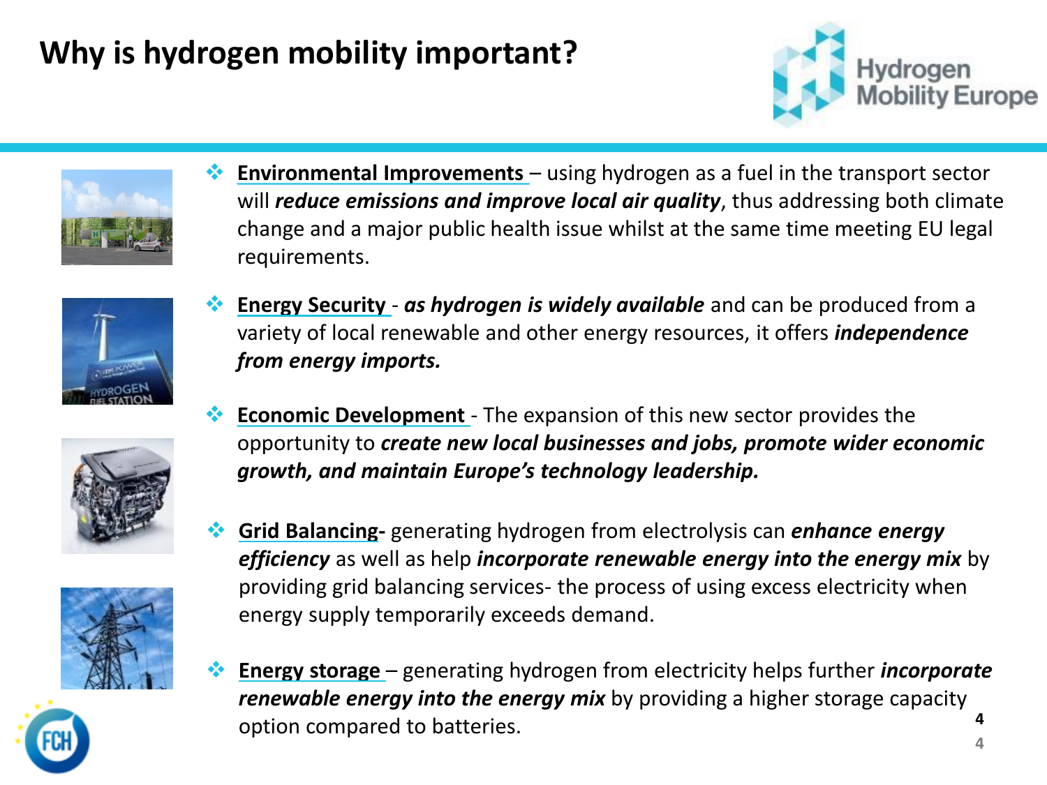# Why is hydrogen mobility important?

- **Environmental Improvements** – using hydrogen as a fuel in the transport sector will ***reduce emissions and improve local air quality***, thus addressing both climate change and a major public health issue whilst at the same time meeting EU legal requirements.

- **Energy Security** - ***as hydrogen is widely available*** and can be produced from a variety of local renewable and other energy resources, it offers ***independence from energy imports.***

- **Economic Development** - The expansion of this new sector provides the opportunity to ***create new local businesses and jobs, promote wider economic growth, and maintain Europe's technology leadership.***

- **Grid Balancing-** generating hydrogen from electrolysis can ***enhance energy efficiency*** as well as help ***incorporate renewable energy into the energy mix*** by providing grid balancing services- the process of using excess electricity when energy supply temporarily exceeds demand.

- **Energy storage** – generating hydrogen from electricity helps further ***incorporate renewable energy into the energy mix*** by providing a higher storage capacity option compared to batteries.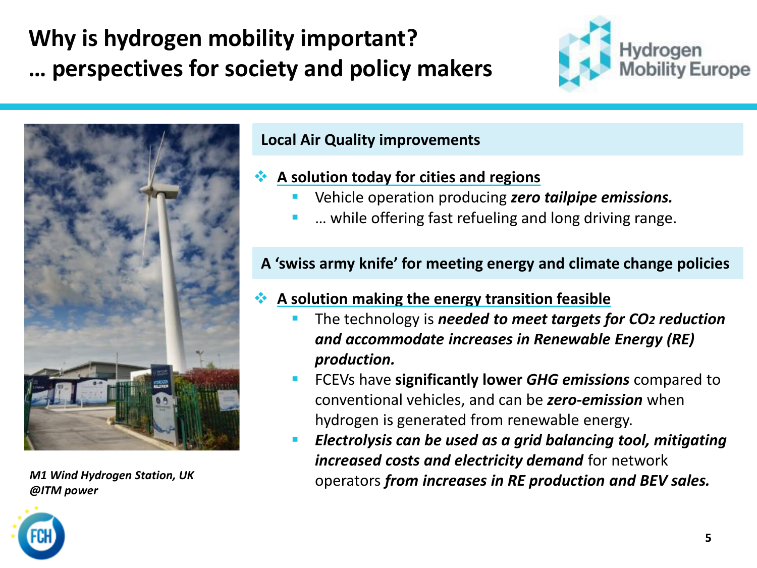# Why is hydrogen mobility important?
# … perspectives for society and policy makers

M1 Wind Hydrogen Station, UK
@ITM power

## Local Air Quality improvements

- **A solution today for cities and regions**
  - Vehicle operation producing ***zero tailpipe emissions.***
  - … while offering fast refueling and long driving range.

## A 'swiss army knife' for meeting energy and climate change policies

- **A solution making the energy transition feasible**
  - The technology is ***needed to meet targets for $CO_2$ reduction and accommodate increases in Renewable Energy (RE) production.***
  - FCEVs have **significantly lower *GHG emissions*** compared to conventional vehicles, and can be ***zero-emission*** when hydrogen is generated from renewable energy.
  - ***Electrolysis can be used as a grid balancing tool, mitigating increased costs and electricity demand*** for network operators ***from increases in RE production and BEV sales.***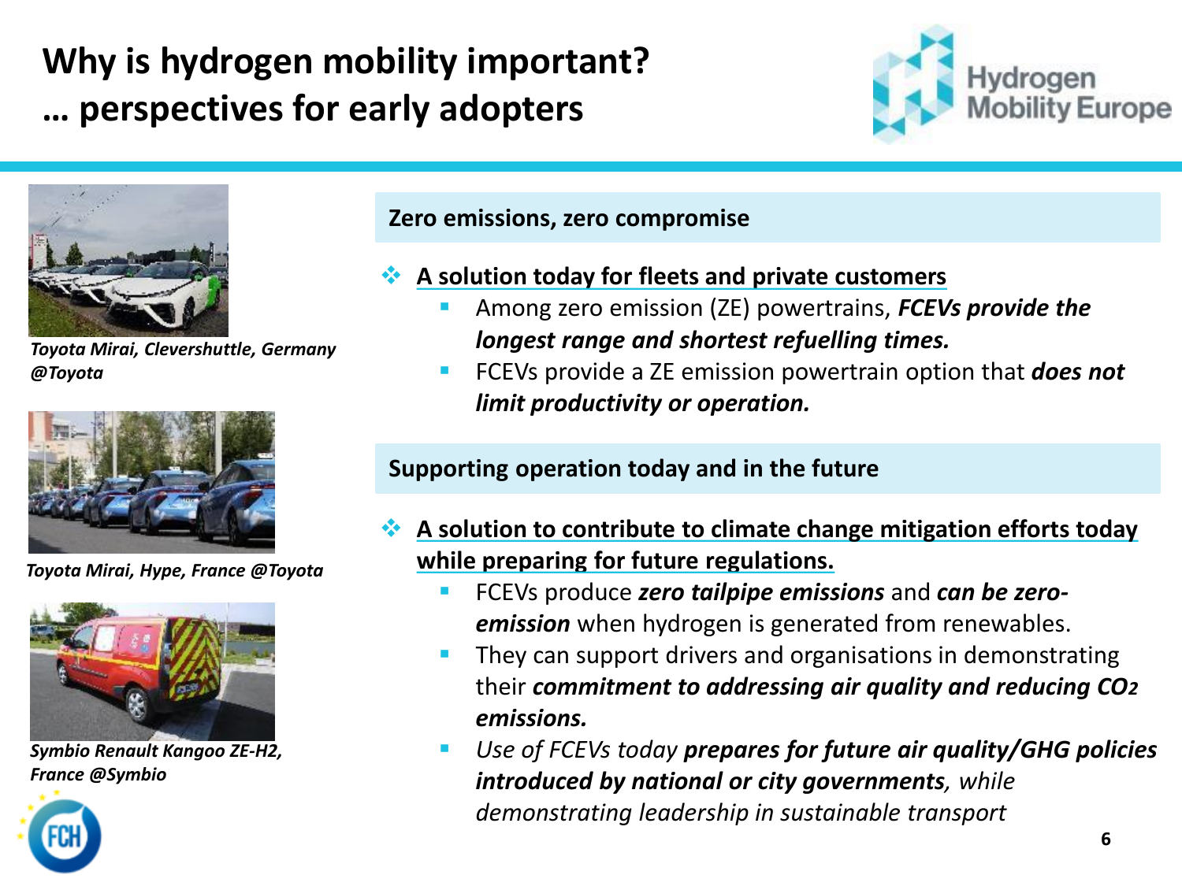# Why is hydrogen mobility important?
# … perspectives for early adopters

*Toyota Mirai, Clevershuttle, Germany @Toyota*

*Toyota Mirai, Hype, France @Toyota*

*Symbio Renault Kangoo ZE-H2, France @Symbio*

## Zero emissions, zero compromise

- **A solution today for fleets and private customers**
  - Among zero emission (ZE) powertrains, ***FCEVs provide the longest range and shortest refuelling times.***
  - FCEVs provide a ZE emission powertrain option that ***does not limit productivity or operation.***

## Supporting operation today and in the future

- **A solution to contribute to climate change mitigation efforts today while preparing for future regulations.**
  - FCEVs produce ***zero tailpipe emissions*** and ***can be zero-emission*** when hydrogen is generated from renewables.
  - They can support drivers and organisations in demonstrating their ***commitment to addressing air quality and reducing $CO_2$ emissions.***
  - *Use of FCEVs today* ***prepares for future air quality/GHG policies introduced by national or city governments****, while demonstrating leadership in sustainable transport*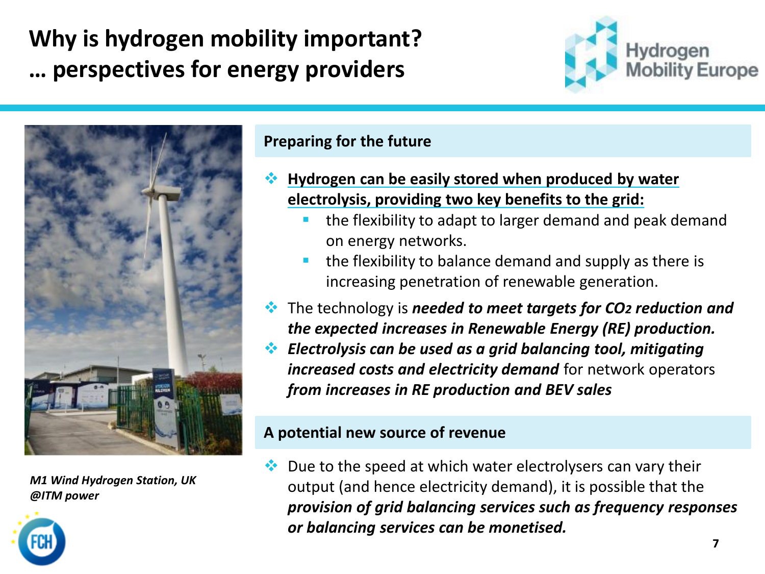# Why is hydrogen mobility important?
# … perspectives for energy providers

*M1 Wind Hydrogen Station, UK @ITM power*

## Preparing for the future

- **Hydrogen can be easily stored when produced by water electrolysis, providing two key benefits to the grid:**
  - the flexibility to adapt to larger demand and peak demand on energy networks.
  - the flexibility to balance demand and supply as there is increasing penetration of renewable generation.
- The technology is ***needed to meet targets for $CO_2$ reduction and the expected increases in Renewable Energy (RE) production.***
- ***Electrolysis can be used as a grid balancing tool, mitigating increased costs and electricity demand*** for network operators ***from increases in RE production and BEV sales***

## A potential new source of revenue

- Due to the speed at which water electrolysers can vary their output (and hence electricity demand), it is possible that the ***provision of grid balancing services such as frequency responses or balancing services can be monetised.***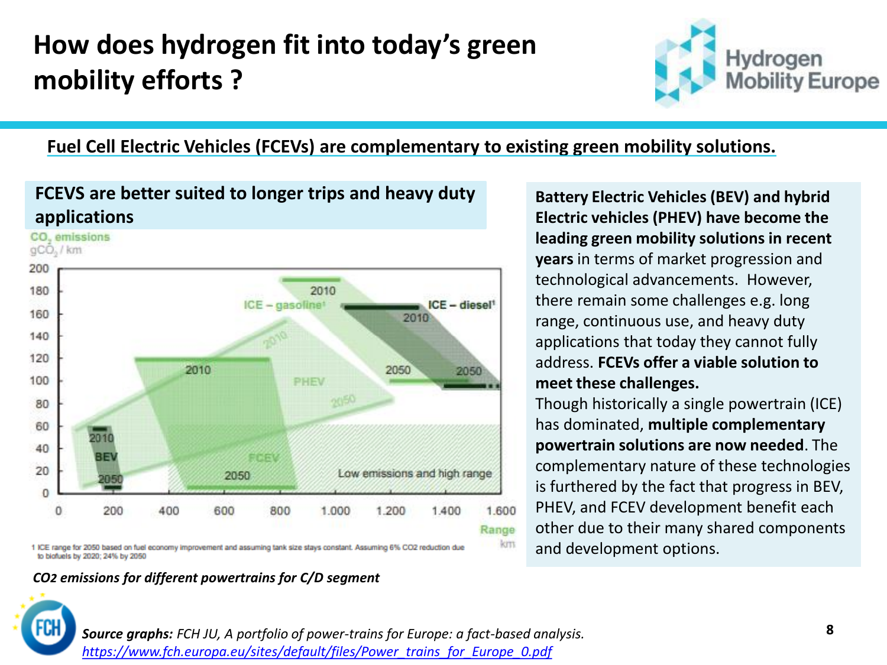# How does hydrogen fit into today's green mobility efforts ?

**Fuel Cell Electric Vehicles (FCEVs) are complementary to existing green mobility solutions.**

## FCEVS are better suited to longer trips and heavy duty applications

1 ICE range for 2050 based on fuel economy improvement and assuming tank size stays constant. Assuming 6% CO2 reduction due to biofuels by 2020; 24% by 2050

*$CO_2$ emissions for different powertrains for C/D segment*

**Battery Electric Vehicles (BEV) and hybrid Electric vehicles (PHEV) have become the leading green mobility solutions in recent years** in terms of market progression and technological advancements. However, there remain some challenges e.g. long range, continuous use, and heavy duty applications that today they cannot fully address. **FCEVs offer a viable solution to meet these challenges.**

Though historically a single powertrain (ICE) has dominated, **multiple complementary powertrain solutions are now needed**. The complementary nature of these technologies is furthered by the fact that progress in BEV, PHEV, and FCEV development benefit each other due to their many shared components and development options.

***Source graphs:*** *FCH JU, A portfolio of power-trains for Europe: a fact-based analysis.* *https://www.fch.europa.eu/sites/default/files/Power_trains_for_Europe_0.pdf*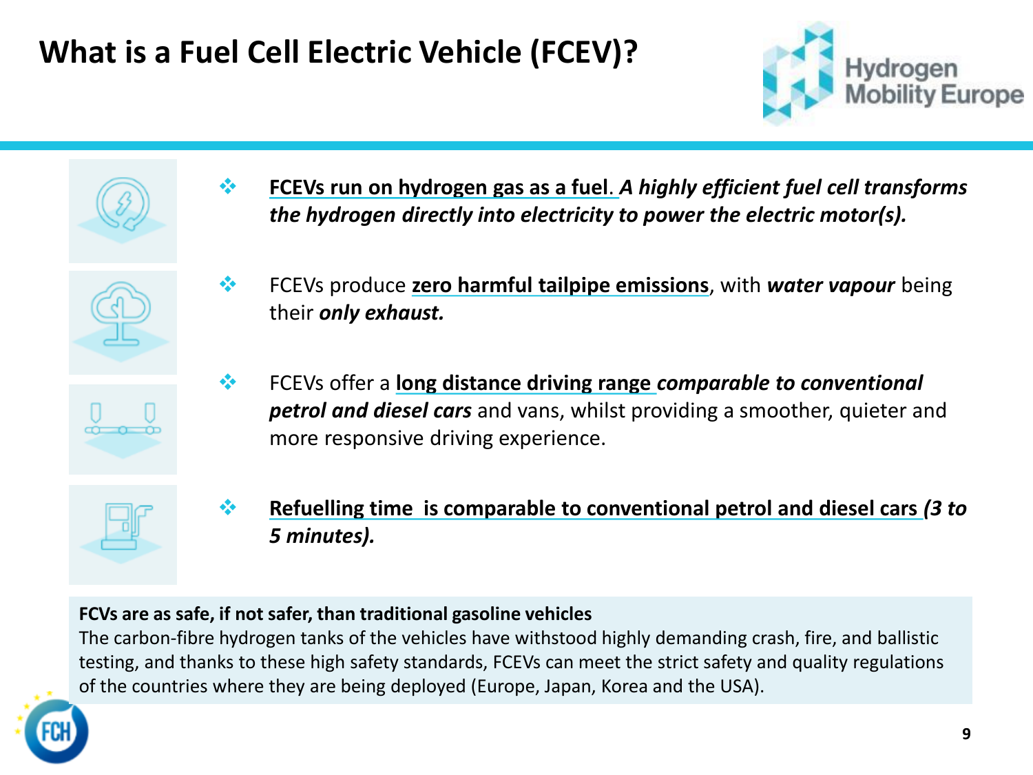# What is a Fuel Cell Electric Vehicle (FCEV)?

- **FCEVs run on hydrogen gas as a fuel**. ***A highly efficient fuel cell transforms the hydrogen directly into electricity to power the electric motor(s).***

- FCEVs produce **zero harmful tailpipe emissions**, with ***water vapour*** being their ***only exhaust.***

- FCEVs offer a **long distance driving range** ***comparable to conventional petrol and diesel cars*** and vans, whilst providing a smoother, quieter and more responsive driving experience.

- **Refuelling time is comparable to conventional petrol and diesel cars** ***(3 to 5 minutes).***

**FCVs are as safe, if not safer, than traditional gasoline vehicles**
The carbon-fibre hydrogen tanks of the vehicles have withstood highly demanding crash, fire, and ballistic testing, and thanks to these high safety standards, FCEVs can meet the strict safety and quality regulations of the countries where they are being deployed (Europe, Japan, Korea and the USA).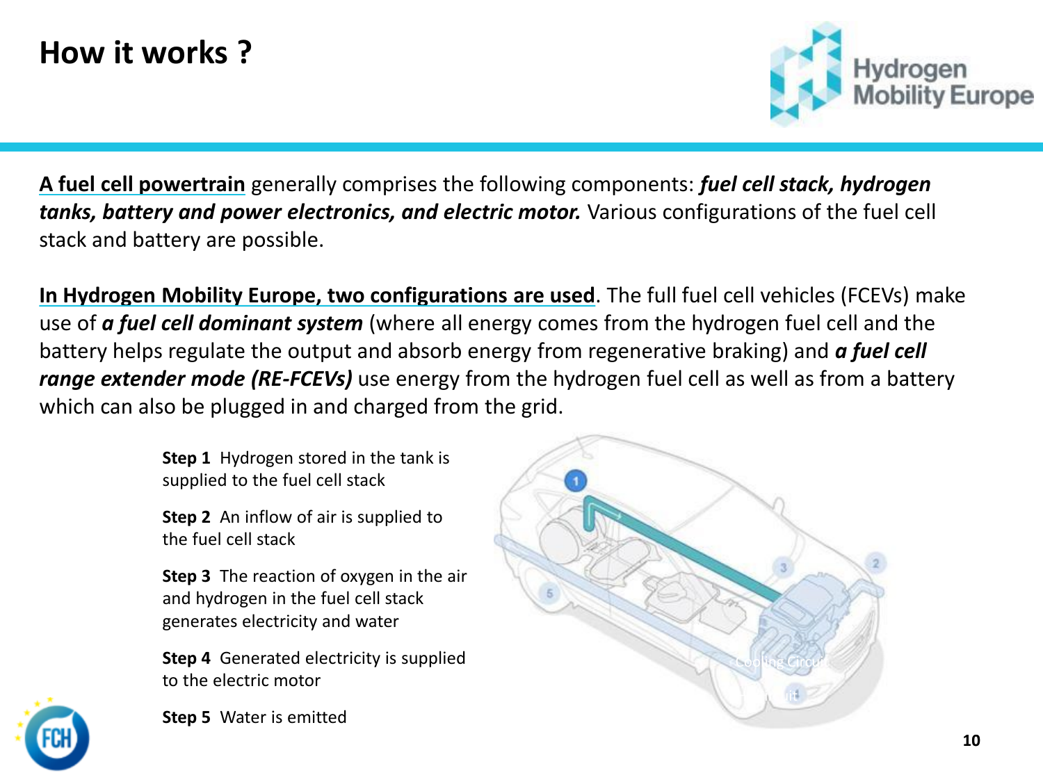# How it works ?

**A fuel cell powertrain** generally comprises the following components: ***fuel cell stack, hydrogen tanks, battery and power electronics, and electric motor.*** Various configurations of the fuel cell stack and battery are possible.

**In Hydrogen Mobility Europe, two configurations are used**. The full fuel cell vehicles (FCEVs) make use of ***a fuel cell dominant system*** (where all energy comes from the hydrogen fuel cell and the battery helps regulate the output and absorb energy from regenerative braking) and ***a fuel cell range extender mode (RE-FCEVs)*** use energy from the hydrogen fuel cell as well as from a battery which can also be plugged in and charged from the grid.

**Step 1** Hydrogen stored in the tank is supplied to the fuel cell stack

**Step 2** An inflow of air is supplied to the fuel cell stack

**Step 3** The reaction of oxygen in the air and hydrogen in the fuel cell stack generates electricity and water

**Step 4** Generated electricity is supplied to the electric motor

**Step 5** Water is emitted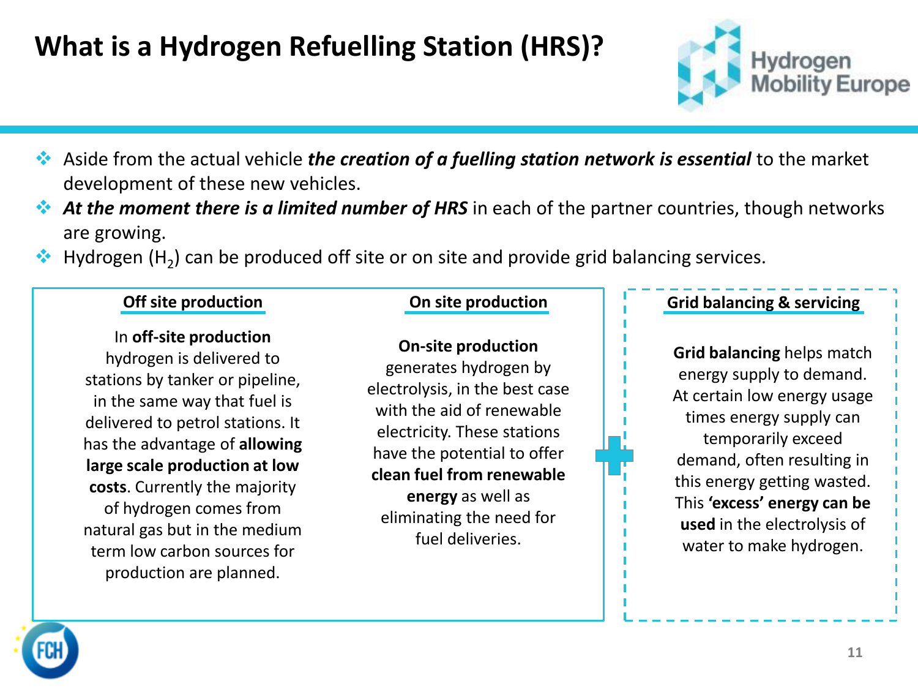# What is a Hydrogen Refuelling Station (HRS)?

- Aside from the actual vehicle ***the creation of a fuelling station network is essential*** to the market development of these new vehicles.
- ***At the moment there is a limited number of HRS*** in each of the partner countries, though networks are growing.
- Hydrogen ($H_2$) can be produced off site or on site and provide grid balancing services.

**Off site production**

In **off-site production** hydrogen is delivered to stations by tanker or pipeline, in the same way that fuel is delivered to petrol stations. It has the advantage of **allowing large scale production at low costs**. Currently the majority of hydrogen comes from natural gas but in the medium term low carbon sources for production are planned.

**On site production**

**On-site production** generates hydrogen by electrolysis, in the best case with the aid of renewable electricity. These stations have the potential to offer **clean fuel from renewable energy** as well as eliminating the need for fuel deliveries.

**Grid balancing & servicing**

**Grid balancing** helps match energy supply to demand. At certain low energy usage times energy supply can temporarily exceed demand, often resulting in this energy getting wasted. This **'excess' energy can be used** in the electrolysis of water to make hydrogen.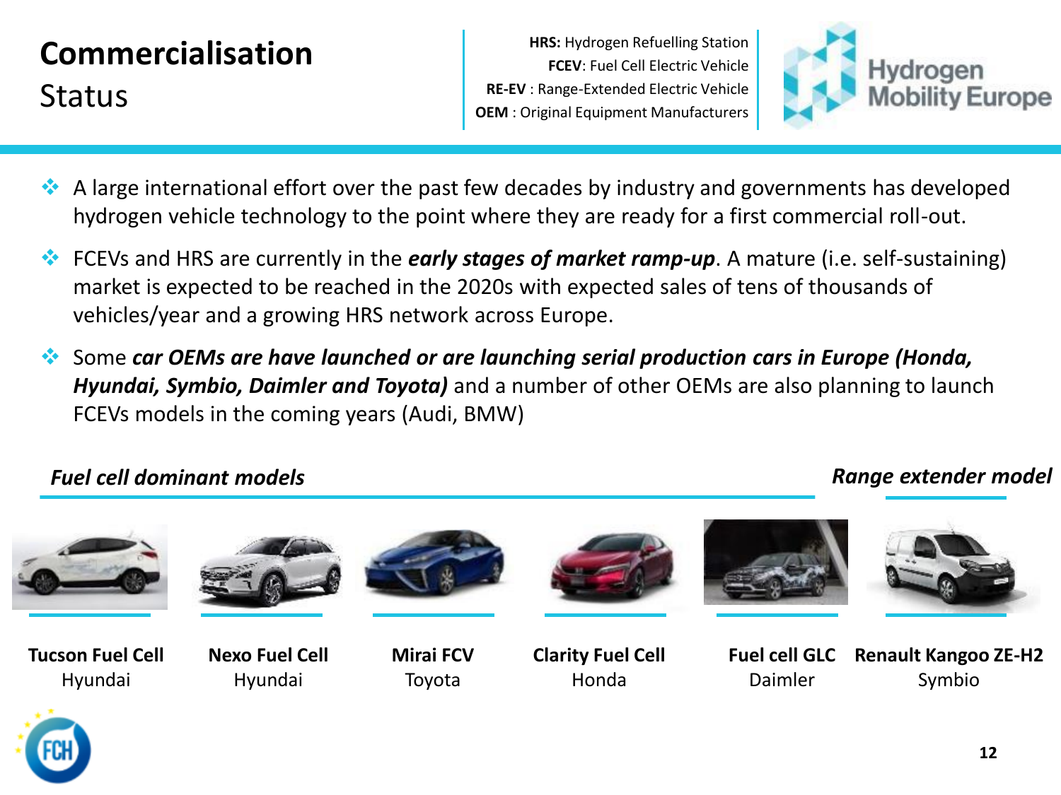# Commercialisation

## Status

**HRS:** Hydrogen Refuelling Station
**FCEV**: Fuel Cell Electric Vehicle
**RE-EV** : Range-Extended Electric Vehicle
**OEM** : Original Equipment Manufacturers

- A large international effort over the past few decades by industry and governments has developed hydrogen vehicle technology to the point where they are ready for a first commercial roll-out.
- FCEVs and HRS are currently in the ***early stages of market ramp-up***. A mature (i.e. self-sustaining) market is expected to be reached in the 2020s with expected sales of tens of thousands of vehicles/year and a growing HRS network across Europe.
- Some ***car OEMs are have launched or are launching serial production cars in Europe (Honda, Hyundai, Symbio, Daimler and Toyota)*** and a number of other OEMs are also planning to launch FCEVs models in the coming years (Audi, BMW)

***Fuel cell dominant models***

**Tucson Fuel Cell**
Hyundai

**Nexo Fuel Cell**
Hyundai

**Mirai FCV**
Toyota

**Clarity Fuel Cell**
Honda

**Fuel cell GLC**
Daimler

***Range extender model***

**Renault Kangoo ZE-H2**
Symbio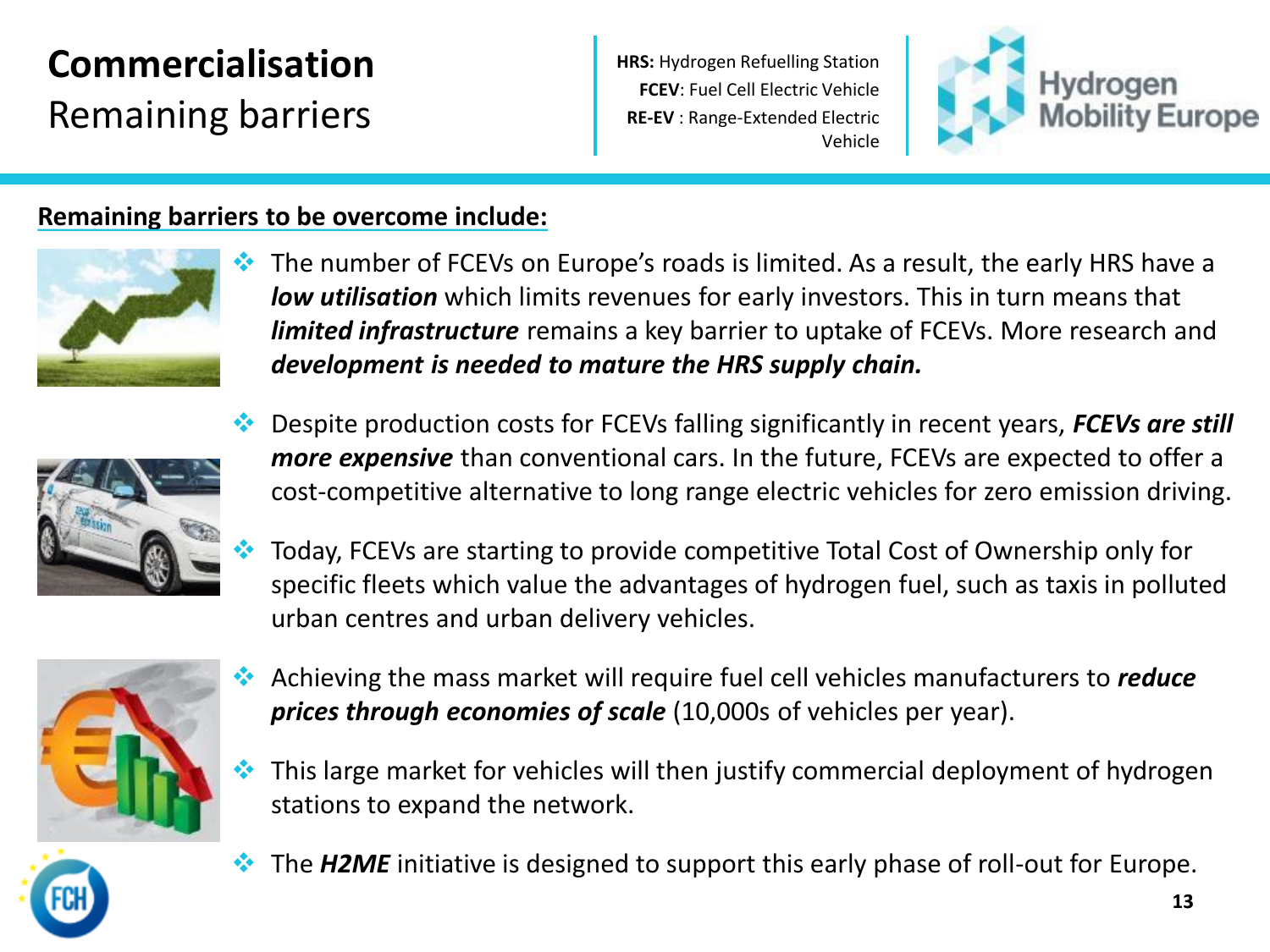# **Commercialisation**
## Remaining barriers

**HRS:** Hydrogen Refuelling Station
**FCEV**: Fuel Cell Electric Vehicle
**RE-EV** : Range-Extended Electric Vehicle

Hydrogen Mobility Europe

**Remaining barriers to be overcome include:**

- The number of FCEVs on Europe's roads is limited. As a result, the early HRS have a ***low utilisation*** which limits revenues for early investors. This in turn means that ***limited infrastructure*** remains a key barrier to uptake of FCEVs. More research and ***development is needed to mature the HRS supply chain.***
- Despite production costs for FCEVs falling significantly in recent years, ***FCEVs are still more expensive*** than conventional cars. In the future, FCEVs are expected to offer a cost-competitive alternative to long range electric vehicles for zero emission driving.
- Today, FCEVs are starting to provide competitive Total Cost of Ownership only for specific fleets which value the advantages of hydrogen fuel, such as taxis in polluted urban centres and urban delivery vehicles.
- Achieving the mass market will require fuel cell vehicles manufacturers to ***reduce prices through economies of scale*** (10,000s of vehicles per year).
- This large market for vehicles will then justify commercial deployment of hydrogen stations to expand the network.
- The ***H2ME*** initiative is designed to support this early phase of roll-out for Europe.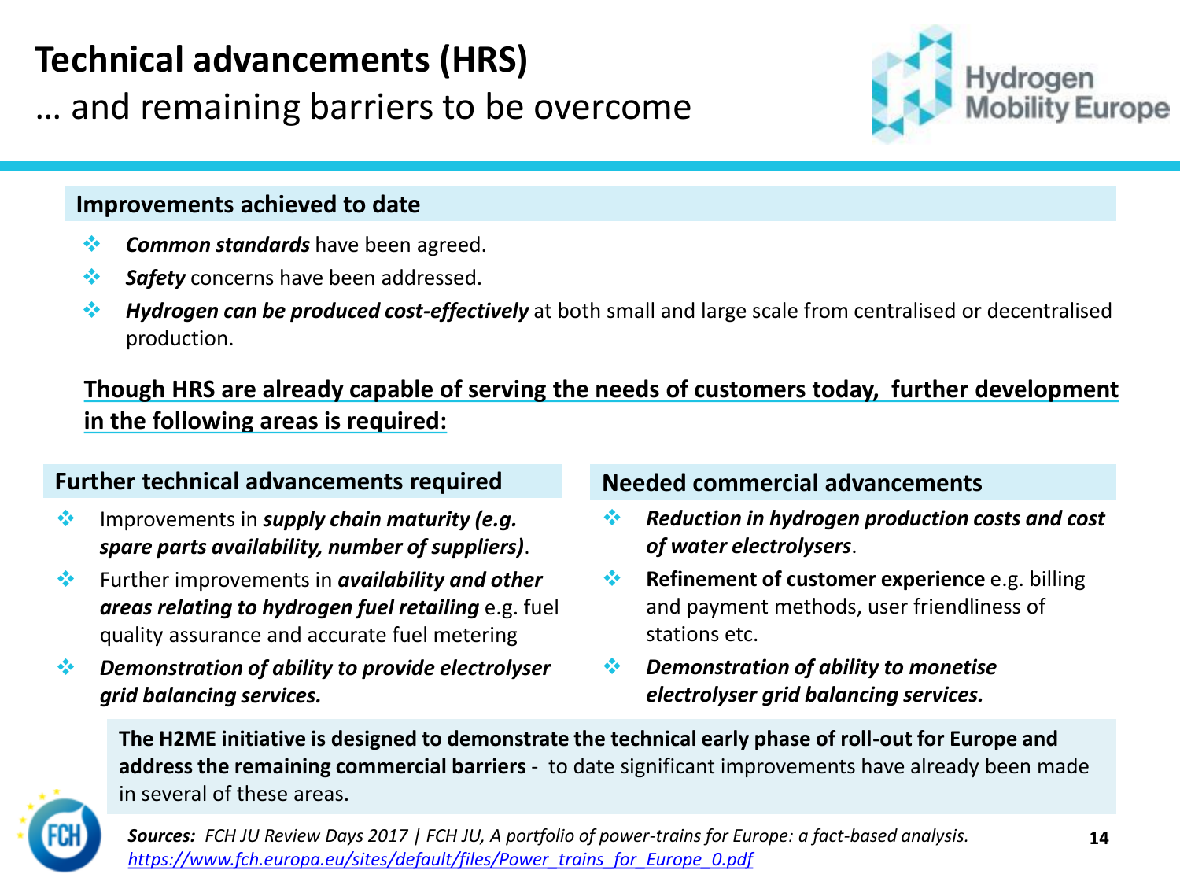# Technical advancements (HRS)

… and remaining barriers to be overcome

## Improvements achieved to date

- ***Common standards*** have been agreed.
- ***Safety*** concerns have been addressed.
- ***Hydrogen can be produced cost-effectively*** at both small and large scale from centralised or decentralised production.

**Though HRS are already capable of serving the needs of customers today, further development in the following areas is required:**

### Further technical advancements required

- Improvements in ***supply chain maturity (e.g. spare parts availability, number of suppliers)***.
- Further improvements in ***availability and other areas relating to hydrogen fuel retailing*** e.g. fuel quality assurance and accurate fuel metering
- ***Demonstration of ability to provide electrolyser grid balancing services.***

### Needed commercial advancements

- ***Reduction in hydrogen production costs and cost of water electrolysers***.
- **Refinement of customer experience** e.g. billing and payment methods, user friendliness of stations etc.
- ***Demonstration of ability to monetise electrolyser grid balancing services.***

**The H2ME initiative is designed to demonstrate the technical early phase of roll-out for Europe and address the remaining commercial barriers** - to date significant improvements have already been made in several of these areas.

***Sources:*** *FCH JU Review Days 2017 | FCH JU, A portfolio of power-trains for Europe: a fact-based analysis.* *https://www.fch.europa.eu/sites/default/files/Power_trains_for_Europe_0.pdf*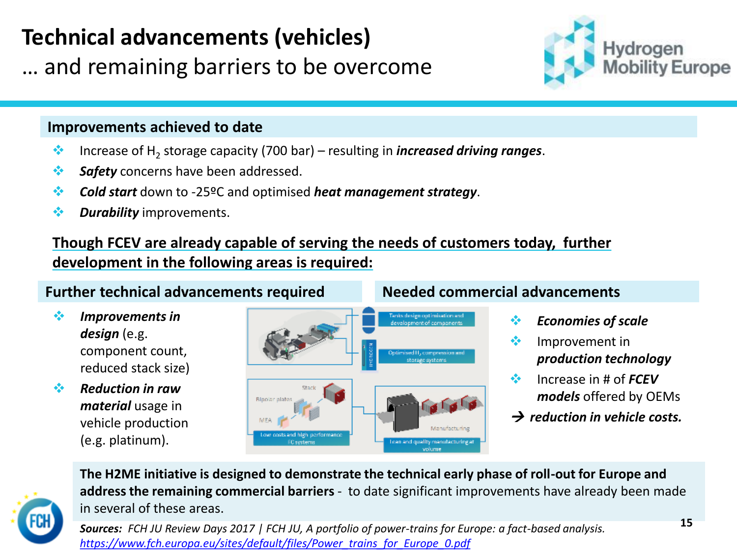# Technical advancements (vehicles)

… and remaining barriers to be overcome

## Improvements achieved to date

- Increase of $H_2$ storage capacity (700 bar) – resulting in ***increased driving ranges***.
- ***Safety*** concerns have been addressed.
- ***Cold start*** down to -25ºC and optimised ***heat management strategy***.
- ***Durability*** improvements.

**Though FCEV are already capable of serving the needs of customers today, further development in the following areas is required:**

### Further technical advancements required

- ***Improvements in design*** (e.g. component count, reduced stack size)
- ***Reduction in raw material*** usage in vehicle production (e.g. platinum).

### Needed commercial advancements

- ***Economies of scale***
- Improvement in ***production technology***
- Increase in # of ***FCEV models*** offered by OEMs

→ ***reduction in vehicle costs.***

**The H2ME initiative is designed to demonstrate the technical early phase of roll-out for Europe and address the remaining commercial barriers** - to date significant improvements have already been made in several of these areas.

***Sources:*** *FCH JU Review Days 2017 | FCH JU, A portfolio of power-trains for Europe: a fact-based analysis.* https://www.fch.europa.eu/sites/default/files/Power_trains_for_Europe_0.pdf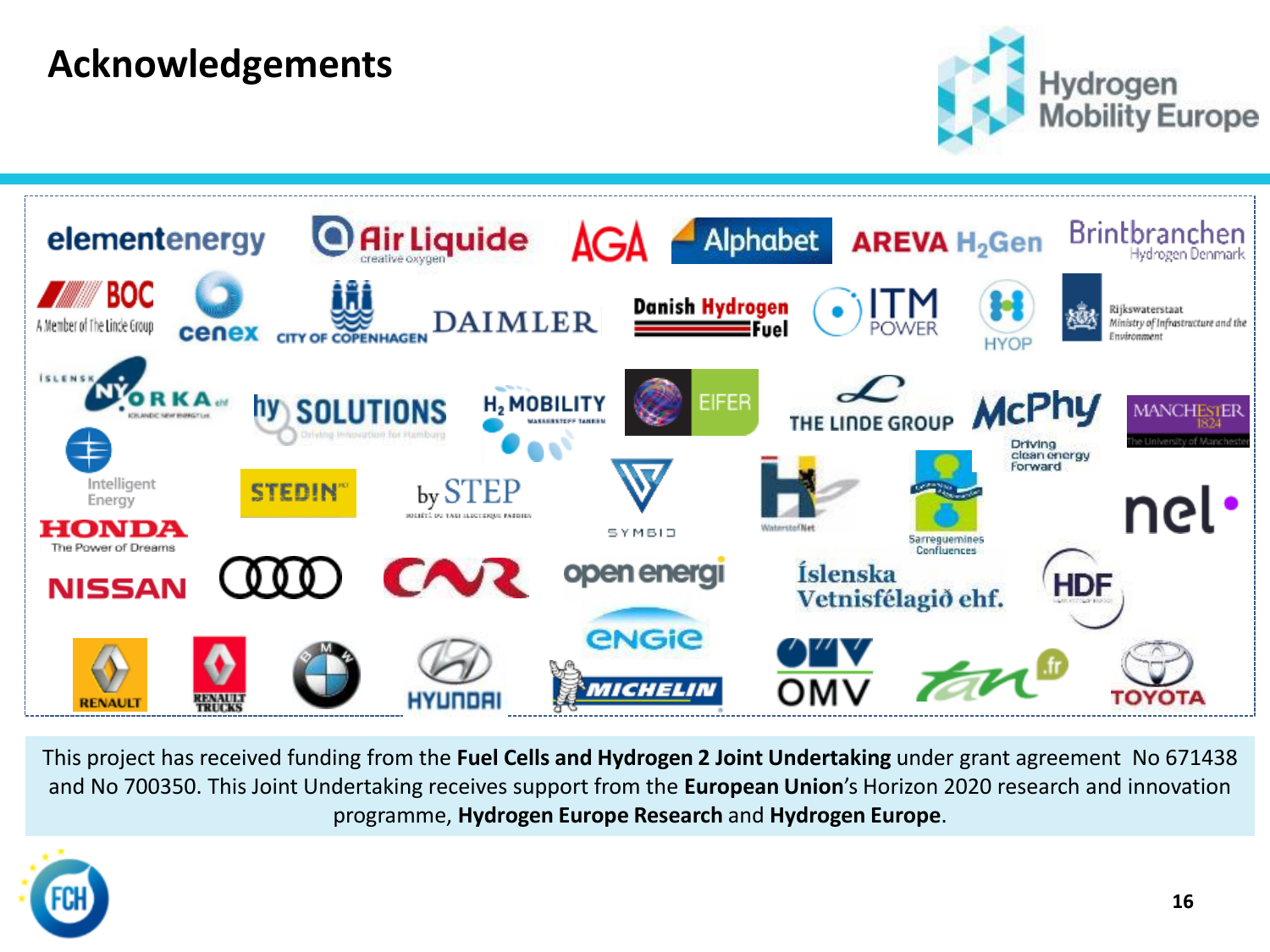# Acknowledgements

This project has received funding from the **Fuel Cells and Hydrogen 2 Joint Undertaking** under grant agreement No 671438 and No 700350. This Joint Undertaking receives support from the **European Union**'s Horizon 2020 research and innovation programme, **Hydrogen Europe Research** and **Hydrogen Europe**.